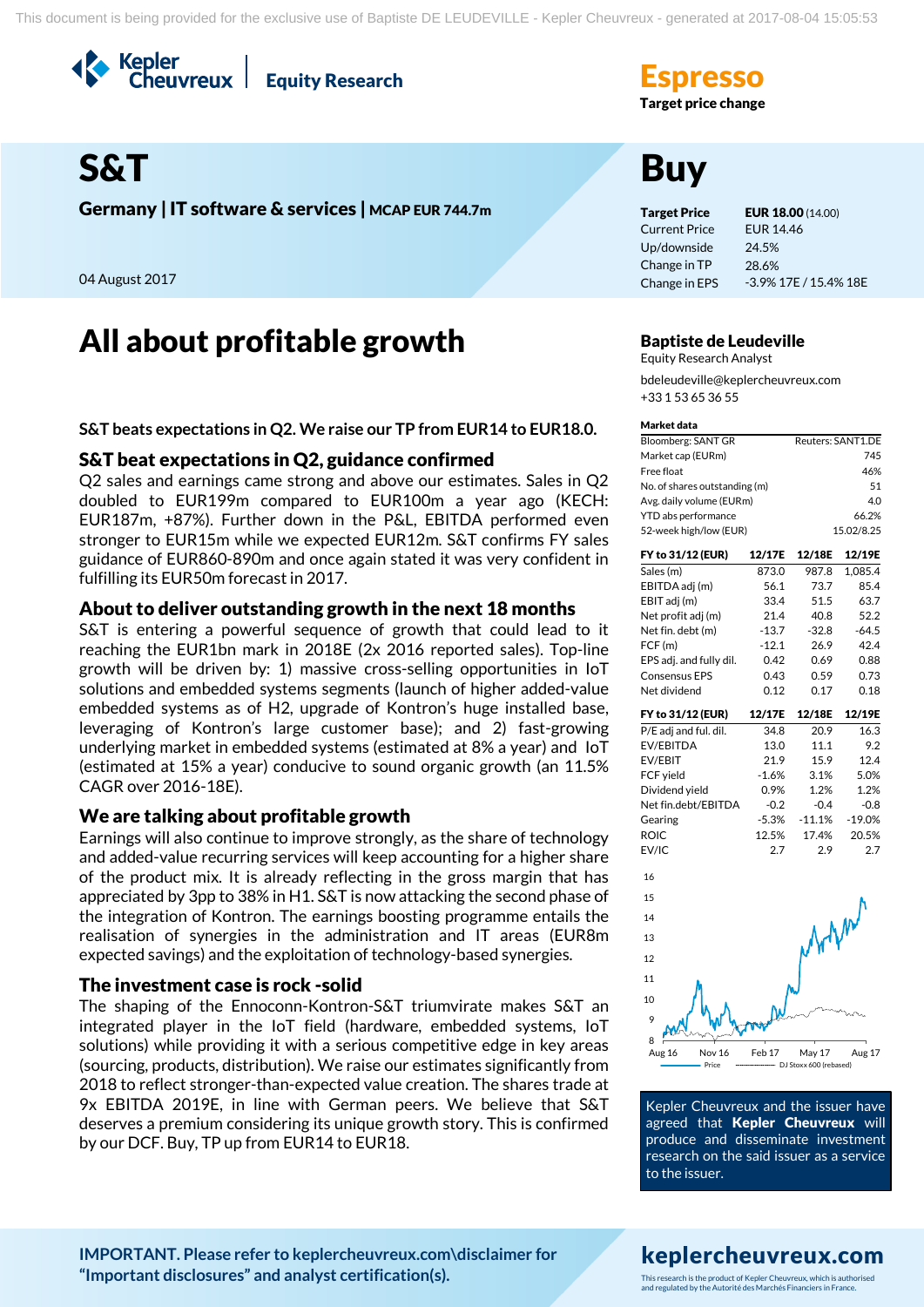# S&T

**Germany | IT software & services | MCAP EUR 744.7m**

04 August 2017

**Espresso**
**Target price change**

# Buy

| | |
|---|---|
| **Target Price** | **EUR 18.00** (14.00) |
| Current Price | EUR 14.46 |
| Up/downside | 24.5% |
| Change in TP | 28.6% |
| Change in EPS | -3.9% 17E / 15.4% 18E |

# All about profitable growth

**S&T beats expectations in Q2. We raise our TP from EUR14 to EUR18.0.**

## S&T beat expectations in Q2, guidance confirmed

Q2 sales and earnings came strong and above our estimates. Sales in Q2 doubled to EUR199m compared to EUR100m a year ago (KECH: EUR187m, +87%). Further down in the P&L, EBITDA performed even stronger to EUR15m while we expected EUR12m. S&T confirms FY sales guidance of EUR860-890m and once again stated it was very confident in fulfilling its EUR50m forecast in 2017.

## About to deliver outstanding growth in the next 18 months

S&T is entering a powerful sequence of growth that could lead to it reaching the EUR1bn mark in 2018E (2x 2016 reported sales). Top-line growth will be driven by: 1) massive cross-selling opportunities in IoT solutions and embedded systems segments (launch of higher added-value embedded systems as of H2, upgrade of Kontron's huge installed base, leveraging of Kontron's large customer base); and 2) fast-growing underlying market in embedded systems (estimated at 8% a year) and IoT (estimated at 15% a year) conducive to sound organic growth (an 11.5% CAGR over 2016-18E).

## We are talking about profitable growth

Earnings will also continue to improve strongly, as the share of technology and added-value recurring services will keep accounting for a higher share of the product mix. It is already reflecting in the gross margin that has appreciated by 3pp to 38% in H1. S&T is now attacking the second phase of the integration of Kontron. The earnings boosting programme entails the realisation of synergies in the administration and IT areas (EUR8m expected savings) and the exploitation of technology-based synergies.

## The investment case is rock -solid

The shaping of the Ennoconn-Kontron-S&T triumvirate makes S&T an integrated player in the IoT field (hardware, embedded systems, IoT solutions) while providing it with a serious competitive edge in key areas (sourcing, products, distribution). We raise our estimates significantly from 2018 to reflect stronger-than-expected value creation. The shares trade at 9x EBITDA 2019E, in line with German peers. We believe that S&T deserves a premium considering its unique growth story. This is confirmed by our DCF. Buy, TP up from EUR14 to EUR18.

**Baptiste de Leudeville**
Equity Research Analyst
bdeleudeville@keplercheuvreux.com
+33 1 53 65 36 55

**Market data**

| | |
|---|---|
| Bloomberg: SANT GR | Reuters: SANT1.DE |
| Market cap (EURm) | 745 |
| Free float | 46% |
| No. of shares outstanding (m) | 51 |
| Avg. daily volume (EURm) | 4.0 |
| YTD abs performance | 66.2% |
| 52-week high/low (EUR) | 15.02/8.25 |

| FY to 31/12 (EUR) | 12/17E | 12/18E | 12/19E |
|---|---|---|---|
| Sales (m) | 873.0 | 987.8 | 1,085.4 |
| EBITDA adj (m) | 56.1 | 73.7 | 85.4 |
| EBIT adj (m) | 33.4 | 51.5 | 63.7 |
| Net profit adj (m) | 21.4 | 40.8 | 52.2 |
| Net fin. debt (m) | -13.7 | -32.8 | -64.5 |
| FCF (m) | -12.1 | 26.9 | 42.4 |
| EPS adj. and fully dil. | 0.42 | 0.69 | 0.88 |
| Consensus EPS | 0.43 | 0.59 | 0.73 |
| Net dividend | 0.12 | 0.17 | 0.18 |

| FY to 31/12 (EUR) | 12/17E | 12/18E | 12/19E |
|---|---|---|---|
| P/E adj and ful. dil. | 34.8 | 20.9 | 16.3 |
| EV/EBITDA | 13.0 | 11.1 | 9.2 |
| EV/EBIT | 21.9 | 15.9 | 12.4 |
| FCF yield | -1.6% | 3.1% | 5.0% |
| Dividend yield | 0.9% | 1.2% | 1.2% |
| Net fin.debt/EBITDA | -0.2 | -0.4 | -0.8 |
| Gearing | -5.3% | -11.1% | -19.0% |
| ROIC | 12.5% | 17.4% | 20.5% |
| EV/IC | 2.7 | 2.9 | 2.7 |

Price —— DJ Stoxx 600 (rebased)

Kepler Cheuvreux and the issuer have agreed that **Kepler Cheuvreux** will produce and disseminate investment research on the said issuer as a service to the issuer.

**IMPORTANT. Please refer to keplercheuvreux.com\disclaimer for "Important disclosures" and analyst certification(s).**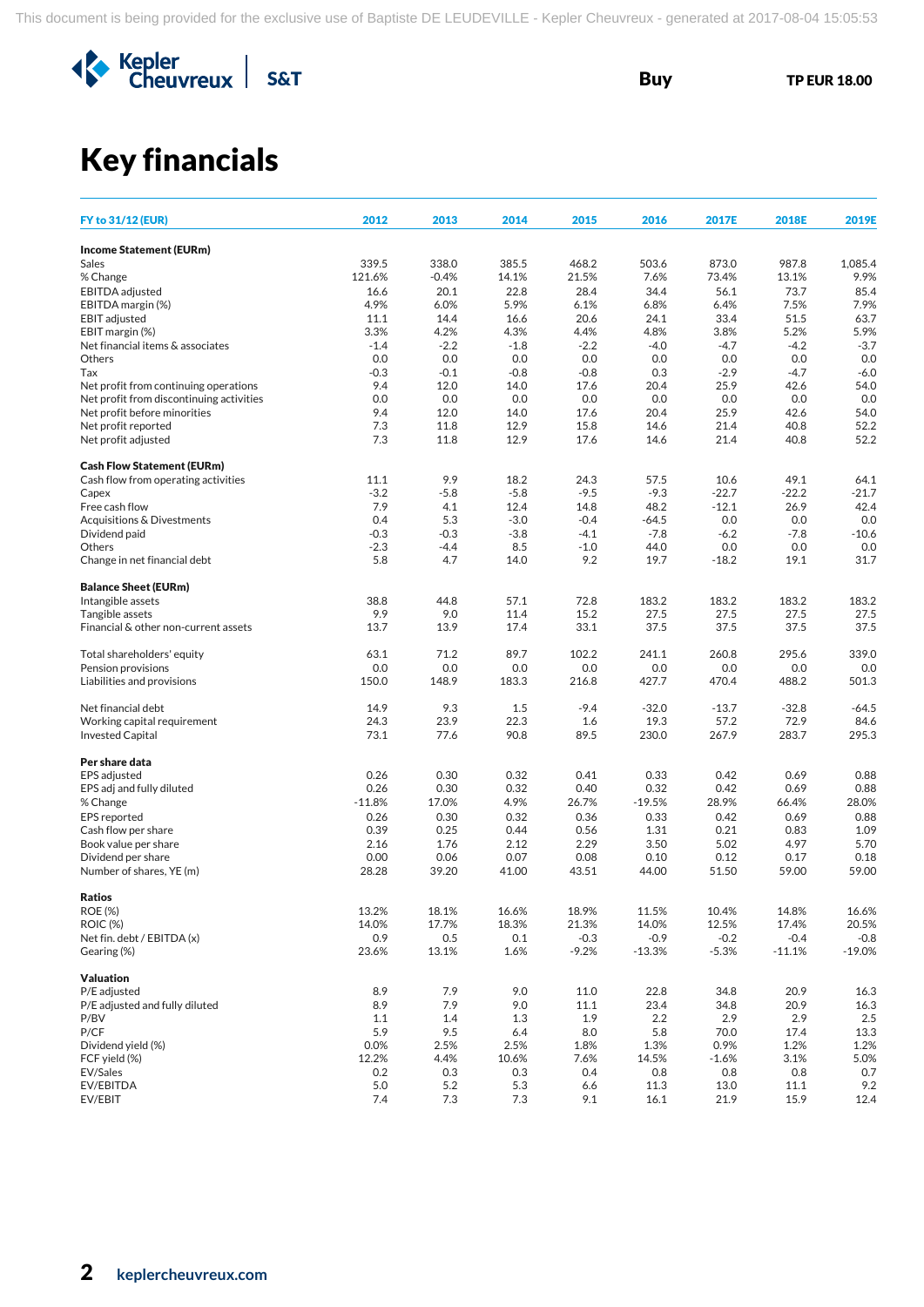Buy TP EUR 18.00

# Key financials

| FY to 31/12 (EUR) | 2012 | 2013 | 2014 | 2015 | 2016 | 2017E | 2018E | 2019E |
|---|---|---|---|---|---|---|---|---|
| **Income Statement (EURm)** | | | | | | | | |
| Sales | 339.5 | 338.0 | 385.5 | 468.2 | 503.6 | 873.0 | 987.8 | 1,085.4 |
| % Change | 121.6% | -0.4% | 14.1% | 21.5% | 7.6% | 73.4% | 13.1% | 9.9% |
| EBITDA adjusted | 16.6 | 20.1 | 22.8 | 28.4 | 34.4 | 56.1 | 73.7 | 85.4 |
| EBITDA margin (%) | 4.9% | 6.0% | 5.9% | 6.1% | 6.8% | 6.4% | 7.5% | 7.9% |
| EBIT adjusted | 11.1 | 14.4 | 16.6 | 20.6 | 24.1 | 33.4 | 51.5 | 63.7 |
| EBIT margin (%) | 3.3% | 4.2% | 4.3% | 4.4% | 4.8% | 3.8% | 5.2% | 5.9% |
| Net financial items & associates | -1.4 | -2.2 | -1.8 | -2.2 | -4.0 | -4.7 | -4.2 | -3.7 |
| Others | 0.0 | 0.0 | 0.0 | 0.0 | 0.0 | 0.0 | 0.0 | 0.0 |
| Tax | -0.3 | -0.1 | -0.8 | -0.8 | 0.3 | -2.9 | -4.7 | -6.0 |
| Net profit from continuing operations | 9.4 | 12.0 | 14.0 | 17.6 | 20.4 | 25.9 | 42.6 | 54.0 |
| Net profit from discontinuing activities | 0.0 | 0.0 | 0.0 | 0.0 | 0.0 | 0.0 | 0.0 | 0.0 |
| Net profit before minorities | 9.4 | 12.0 | 14.0 | 17.6 | 20.4 | 25.9 | 42.6 | 54.0 |
| Net profit reported | 7.3 | 11.8 | 12.9 | 15.8 | 14.6 | 21.4 | 40.8 | 52.2 |
| Net profit adjusted | 7.3 | 11.8 | 12.9 | 17.6 | 14.6 | 21.4 | 40.8 | 52.2 |
| **Cash Flow Statement (EURm)** | | | | | | | | |
| Cash flow from operating activities | 11.1 | 9.9 | 18.2 | 24.3 | 57.5 | 10.6 | 49.1 | 64.1 |
| Capex | -3.2 | -5.8 | -5.8 | -9.5 | -9.3 | -22.7 | -22.2 | -21.7 |
| Free cash flow | 7.9 | 4.1 | 12.4 | 14.8 | 48.2 | -12.1 | 26.9 | 42.4 |
| Acquisitions & Divestments | 0.4 | 5.3 | -3.0 | -0.4 | -64.5 | 0.0 | 0.0 | 0.0 |
| Dividend paid | -0.3 | -0.3 | -3.8 | -4.1 | -7.8 | -6.2 | -7.8 | -10.6 |
| Others | -2.3 | -4.4 | 8.5 | -1.0 | 44.0 | 0.0 | 0.0 | 0.0 |
| Change in net financial debt | 5.8 | 4.7 | 14.0 | 9.2 | 19.7 | -18.2 | 19.1 | 31.7 |
| **Balance Sheet (EURm)** | | | | | | | | |
| Intangible assets | 38.8 | 44.8 | 57.1 | 72.8 | 183.2 | 183.2 | 183.2 | 183.2 |
| Tangible assets | 9.9 | 9.0 | 11.4 | 15.2 | 27.5 | 27.5 | 27.5 | 27.5 |
| Financial & other non-current assets | 13.7 | 13.9 | 17.4 | 33.1 | 37.5 | 37.5 | 37.5 | 37.5 |
| Total shareholders' equity | 63.1 | 71.2 | 89.7 | 102.2 | 241.1 | 260.8 | 295.6 | 339.0 |
| Pension provisions | 0.0 | 0.0 | 0.0 | 0.0 | 0.0 | 0.0 | 0.0 | 0.0 |
| Liabilities and provisions | 150.0 | 148.9 | 183.3 | 216.8 | 427.7 | 470.4 | 488.2 | 501.3 |
| Net financial debt | 14.9 | 9.3 | 1.5 | -9.4 | -32.0 | -13.7 | -32.8 | -64.5 |
| Working capital requirement | 24.3 | 23.9 | 22.3 | 1.6 | 19.3 | 57.2 | 72.9 | 84.6 |
| Invested Capital | 73.1 | 77.6 | 90.8 | 89.5 | 230.0 | 267.9 | 283.7 | 295.3 |
| **Per share data** | | | | | | | | |
| EPS adjusted | 0.26 | 0.30 | 0.32 | 0.41 | 0.33 | 0.42 | 0.69 | 0.88 |
| EPS adj and fully diluted | 0.26 | 0.30 | 0.32 | 0.40 | 0.32 | 0.42 | 0.69 | 0.88 |
| % Change | -11.8% | 17.0% | 4.9% | 26.7% | -19.5% | 28.9% | 66.4% | 28.0% |
| EPS reported | 0.26 | 0.30 | 0.32 | 0.36 | 0.33 | 0.42 | 0.69 | 0.88 |
| Cash flow per share | 0.39 | 0.25 | 0.44 | 0.56 | 1.31 | 0.21 | 0.83 | 1.09 |
| Book value per share | 2.16 | 1.76 | 2.12 | 2.29 | 3.50 | 5.02 | 4.97 | 5.70 |
| Dividend per share | 0.00 | 0.06 | 0.07 | 0.08 | 0.10 | 0.12 | 0.17 | 0.18 |
| Number of shares, YE (m) | 28.28 | 39.20 | 41.00 | 43.51 | 44.00 | 51.50 | 59.00 | 59.00 |
| **Ratios** | | | | | | | | |
| ROE (%) | 13.2% | 18.1% | 16.6% | 18.9% | 11.5% | 10.4% | 14.8% | 16.6% |
| ROIC (%) | 14.0% | 17.7% | 18.3% | 21.3% | 14.0% | 12.5% | 17.4% | 20.5% |
| Net fin. debt / EBITDA (x) | 0.9 | 0.5 | 0.1 | -0.3 | -0.9 | -0.2 | -0.4 | -0.8 |
| Gearing (%) | 23.6% | 13.1% | 1.6% | -9.2% | -13.3% | -5.3% | -11.1% | -19.0% |
| **Valuation** | | | | | | | | |
| P/E adjusted | 8.9 | 7.9 | 9.0 | 11.0 | 22.8 | 34.8 | 20.9 | 16.3 |
| P/E adjusted and fully diluted | 8.9 | 7.9 | 9.0 | 11.1 | 23.4 | 34.8 | 20.9 | 16.3 |
| P/BV | 1.1 | 1.4 | 1.3 | 1.9 | 2.2 | 2.9 | 2.9 | 2.5 |
| P/CF | 5.9 | 9.5 | 6.4 | 8.0 | 5.8 | 70.0 | 17.4 | 13.3 |
| Dividend yield (%) | 0.0% | 2.5% | 2.5% | 1.8% | 1.3% | 0.9% | 1.2% | 1.2% |
| FCF yield (%) | 12.2% | 4.4% | 10.6% | 7.6% | 14.5% | -1.6% | 3.1% | 5.0% |
| EV/Sales | 0.2 | 0.3 | 0.3 | 0.4 | 0.8 | 0.8 | 0.8 | 0.7 |
| EV/EBITDA | 5.0 | 5.2 | 5.3 | 6.6 | 11.3 | 13.0 | 11.1 | 9.2 |
| EV/EBIT | 7.4 | 7.3 | 7.3 | 9.1 | 16.1 | 21.9 | 15.9 | 12.4 |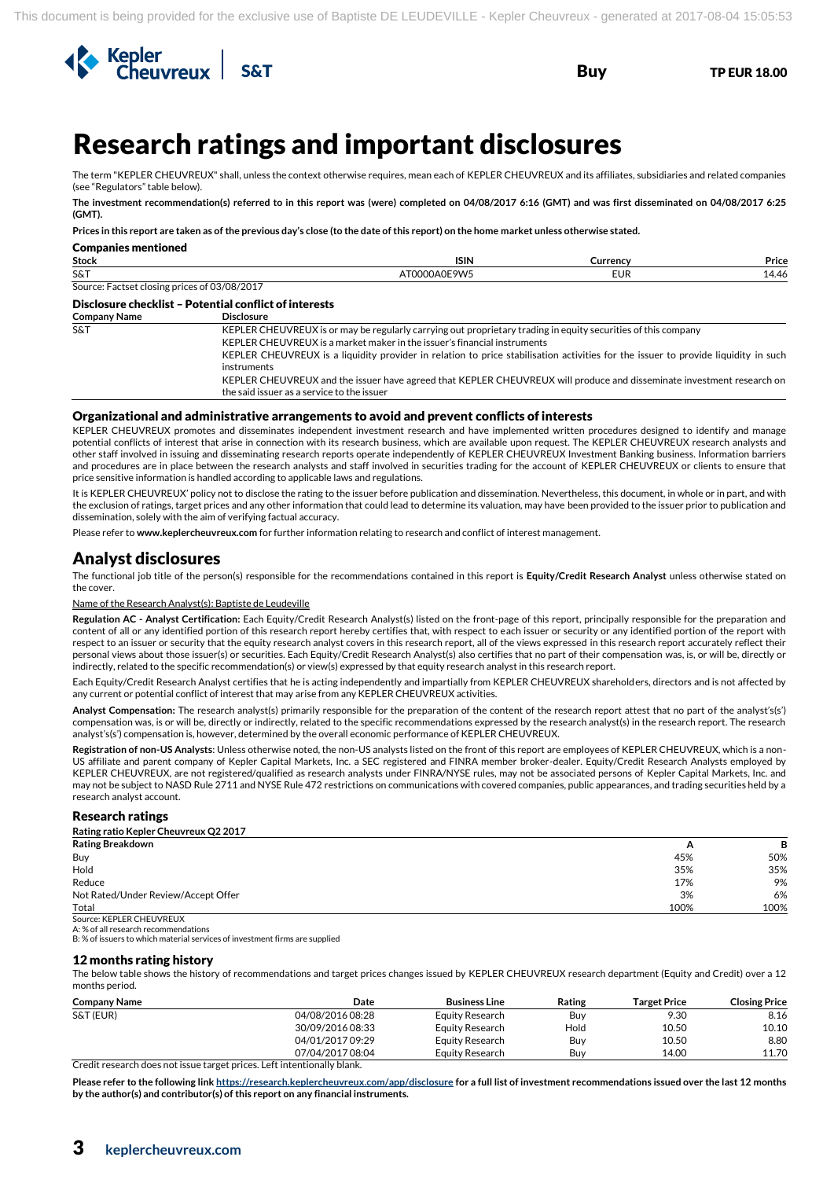# Research ratings and important disclosures

The term "KEPLER CHEUVREUX" shall, unless the context otherwise requires, mean each of KEPLER CHEUVREUX and its affiliates, subsidiaries and related companies (see "Regulators" table below).

**The investment recommendation(s) referred to in this report was (were) completed on 04/08/2017 6:16 (GMT) and was first disseminated on 04/08/2017 6:25 (GMT).**

**Prices in this report are taken as of the previous day's close (to the date of this report) on the home market unless otherwise stated.**

### Companies mentioned

| Stock | ISIN | Currency | Price |
|---|---|---|---|
| S&T | AT0000A0E9W5 | EUR | 14.46 |

Source: Factset closing prices of 03/08/2017

### Disclosure checklist – Potential conflict of interests

| Company Name | Disclosure |
|---|---|
| S&T | KEPLER CHEUVREUX is or may be regularly carrying out proprietary trading in equity securities of this company<br>KEPLER CHEUVREUX is a market maker in the issuer's financial instruments<br>KEPLER CHEUVREUX is a liquidity provider in relation to price stabilisation activities for the issuer to provide liquidity in such instruments<br>KEPLER CHEUVREUX and the issuer have agreed that KEPLER CHEUVREUX will produce and disseminate investment research on the said issuer as a service to the issuer |

### Organizational and administrative arrangements to avoid and prevent conflicts of interests

KEPLER CHEUVREUX promotes and disseminates independent investment research and have implemented written procedures designed to identify and manage potential conflicts of interest that arise in connection with its research business, which are available upon request. The KEPLER CHEUVREUX research analysts and other staff involved in issuing and disseminating research reports operate independently of KEPLER CHEUVREUX Investment Banking business. Information barriers and procedures are in place between the research analysts and staff involved in securities trading for the account of KEPLER CHEUVREUX or clients to ensure that price sensitive information is handled according to applicable laws and regulations.

It is KEPLER CHEUVREUX' policy not to disclose the rating to the issuer before publication and dissemination. Nevertheless, this document, in whole or in part, and with the exclusion of ratings, target prices and any other information that could lead to determine its valuation, may have been provided to the issuer prior to publication and dissemination, solely with the aim of verifying factual accuracy.

Please refer to **www.keplercheuvreux.com** for further information relating to research and conflict of interest management.

## Analyst disclosures

The functional job title of the person(s) responsible for the recommendations contained in this report is **Equity/Credit Research Analyst** unless otherwise stated on the cover.

Name of the Research Analyst(s): Baptiste de Leudeville

**Regulation AC - Analyst Certification:** Each Equity/Credit Research Analyst(s) listed on the front-page of this report, principally responsible for the preparation and content of all or any identified portion of this research report hereby certifies that, with respect to each issuer or security or any identified portion of the report with respect to an issuer or security that the equity research analyst covers in this research report, all of the views expressed in this research report accurately reflect their personal views about those issuer(s) or securities. Each Equity/Credit Research Analyst(s) also certifies that no part of their compensation was, is, or will be, directly or indirectly, related to the specific recommendation(s) or view(s) expressed by that equity research analyst in this research report.

Each Equity/Credit Research Analyst certifies that he is acting independently and impartially from KEPLER CHEUVREUX shareholders, directors and is not affected by any current or potential conflict of interest that may arise from any KEPLER CHEUVREUX activities.

**Analyst Compensation:** The research analyst(s) primarily responsible for the preparation of the content of the research report attest that no part of the analyst's(s') compensation was, is or will be, directly or indirectly, related to the specific recommendations expressed by the research analyst(s) in the research report. The research analyst's(s') compensation is, however, determined by the overall economic performance of KEPLER CHEUVREUX.

**Registration of non-US Analysts**: Unless otherwise noted, the non-US analysts listed on the front of this report are employees of KEPLER CHEUVREUX, which is a non-US affiliate and parent company of Kepler Capital Markets, Inc. a SEC registered and FINRA member broker-dealer. Equity/Credit Research Analysts employed by KEPLER CHEUVREUX, are not registered/qualified as research analysts under FINRA/NYSE rules, may not be associated persons of Kepler Capital Markets, Inc. and may not be subject to NASD Rule 2711 and NYSE Rule 472 restrictions on communications with covered companies, public appearances, and trading securities held by a research analyst account.

### Research ratings

**Rating ratio Kepler Cheuvreux Q2 2017**

| Rating Breakdown | A | B |
|---|---|---|
| Buy | 45% | 50% |
| Hold | 35% | 35% |
| Reduce | 17% | 9% |
| Not Rated/Under Review/Accept Offer | 3% | 6% |
| Total | 100% | 100% |

Source: KEPLER CHEUVREUX
A: % of all research recommendations
B: % of issuers to which material services of investment firms are supplied

### 12 months rating history

The below table shows the history of recommendations and target prices changes issued by KEPLER CHEUVREUX research department (Equity and Credit) over a 12 months period.

| Company Name | Date | Business Line | Rating | Target Price | Closing Price |
|---|---|---|---|---|---|
| S&T (EUR) | 04/08/2016 08:28 | Equity Research | Buy | 9.30 | 8.16 |
| | 30/09/2016 08:33 | Equity Research | Hold | 10.50 | 10.10 |
| | 04/01/2017 09:29 | Equity Research | Buy | 10.50 | 8.80 |
| | 07/04/2017 08:04 | Equity Research | Buy | 14.00 | 11.70 |

Credit research does not issue target prices. Left intentionally blank.

**Please refer to the following link https://research.keplercheuvreux.com/app/disclosure for a full list of investment recommendations issued over the last 12 months by the author(s) and contributor(s) of this report on any financial instruments.**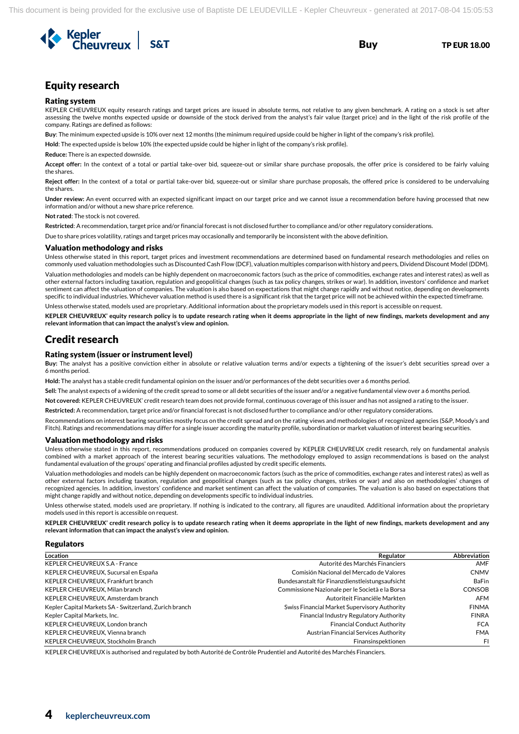# Equity research

### Rating system

KEPLER CHEUVREUX equity research ratings and target prices are issued in absolute terms, not relative to any given benchmark. A rating on a stock is set after assessing the twelve months expected upside or downside of the stock derived from the analyst's fair value (target price) and in the light of the risk profile of the company. Ratings are defined as follows:

**Buy**: The minimum expected upside is 10% over next 12 months (the minimum required upside could be higher in light of the company's risk profile).

**Hold**: The expected upside is below 10% (the expected upside could be higher in light of the company's risk profile).

**Reduce:** There is an expected downside.

**Accept offer:** In the context of a total or partial take-over bid, squeeze-out or similar share purchase proposals, the offer price is considered to be fairly valuing the shares.

**Reject offer:** In the context of a total or partial take-over bid, squeeze-out or similar share purchase proposals, the offered price is considered to be undervaluing the shares.

**Under review:** An event occurred with an expected significant impact on our target price and we cannot issue a recommendation before having processed that new information and/or without a new share price reference.

**Not rated**: The stock is not covered.

**Restricted**: A recommendation, target price and/or financial forecast is not disclosed further to compliance and/or other regulatory considerations.

Due to share prices volatility, ratings and target prices may occasionally and temporarily be inconsistent with the above definition.

### Valuation methodology and risks

Unless otherwise stated in this report, target prices and investment recommendations are determined based on fundamental research methodologies and relies on commonly used valuation methodologies such as Discounted Cash Flow (DCF), valuation multiples comparison with history and peers, Dividend Discount Model (DDM).

Valuation methodologies and models can be highly dependent on macroeconomic factors (such as the price of commodities, exchange rates and interest rates) as well as other external factors including taxation, regulation and geopolitical changes (such as tax policy changes, strikes or war). In addition, investors' confidence and market sentiment can affect the valuation of companies. The valuation is also based on expectations that might change rapidly and without notice, depending on developments specific to individual industries. Whichever valuation method is used there is a significant risk that the target price will not be achieved within the expected timeframe.

Unless otherwise stated, models used are proprietary. Additional information about the proprietary models used in this report is accessible on request.

**KEPLER CHEUVREUX' equity research policy is to update research rating when it deems appropriate in the light of new findings, markets development and any relevant information that can impact the analyst's view and opinion.**

# Credit research

### Rating system (issuer or instrument level)

**Buy:** The analyst has a positive conviction either in absolute or relative valuation terms and/or expects a tightening of the issuer's debt securities spread over a 6 months period.

**Hold:** The analyst has a stable credit fundamental opinion on the issuer and/or performances of the debt securities over a 6 months period.

**Sell:** The analyst expects of a widening of the credit spread to some or all debt securities of the issuer and/or a negative fundamental view over a 6 months period.

**Not covered:** KEPLER CHEUVREUX' credit research team does not provide formal, continuous coverage of this issuer and has not assigned a rating to the issuer.

**Restricted:** A recommendation, target price and/or financial forecast is not disclosed further to compliance and/or other regulatory considerations.

Recommendations on interest bearing securities mostly focus on the credit spread and on the rating views and methodologies of recognized agencies (S&P, Moody's and Fitch). Ratings and recommendations may differ for a single issuer according the maturity profile, subordination or market valuation of interest bearing securities.

### Valuation methodology and risks

Unless otherwise stated in this report, recommendations produced on companies covered by KEPLER CHEUVREUX credit research, rely on fundamental analysis combined with a market approach of the interest bearing securities valuations. The methodology employed to assign recommendations is based on the analyst fundamental evaluation of the groups' operating and financial profiles adjusted by credit specific elements.

Valuation methodologies and models can be highly dependent on macroeconomic factors (such as the price of commodities, exchange rates and interest rates) as well as other external factors including taxation, regulation and geopolitical changes (such as tax policy changes, strikes or war) and also on methodologies' changes of recognized agencies. In addition, investors' confidence and market sentiment can affect the valuation of companies. The valuation is also based on expectations that might change rapidly and without notice, depending on developments specific to individual industries.

Unless otherwise stated, models used are proprietary. If nothing is indicated to the contrary, all figures are unaudited. Additional information about the proprietary models used in this report is accessible on request.

**KEPLER CHEUVREUX' credit research policy is to update research rating when it deems appropriate in the light of new findings, markets development and any relevant information that can impact the analyst's view and opinion.**

### Regulators

| Location | Regulator | Abbreviation |
|---|---|---|
| KEPLER CHEUVREUX S.A - France | Autorité des Marchés Financiers | AMF |
| KEPLER CHEUVREUX, Sucursal en España | Comisión Nacional del Mercado de Valores | CNMV |
| KEPLER CHEUVREUX, Frankfurt branch | Bundesanstalt für Finanzdienstleistungsaufsicht | BaFin |
| KEPLER CHEUVREUX, Milan branch | Commissione Nazionale per le Società e la Borsa | CONSOB |
| KEPLER CHEUVREUX, Amsterdam branch | Autoriteit Financiële Markten | AFM |
| Kepler Capital Markets SA - Switzerland, Zurich branch | Swiss Financial Market Supervisory Authority | FINMA |
| Kepler Capital Markets, Inc. | Financial Industry Regulatory Authority | FINRA |
| KEPLER CHEUVREUX, London branch | Financial Conduct Authority | FCA |
| KEPLER CHEUVREUX, Vienna branch | Austrian Financial Services Authority | FMA |
| KEPLER CHEUVREUX, Stockholm Branch | Finansinspektionen | FI |

KEPLER CHEUVREUX is authorised and regulated by both Autorité de Contrôle Prudentiel and Autorité des Marchés Financiers.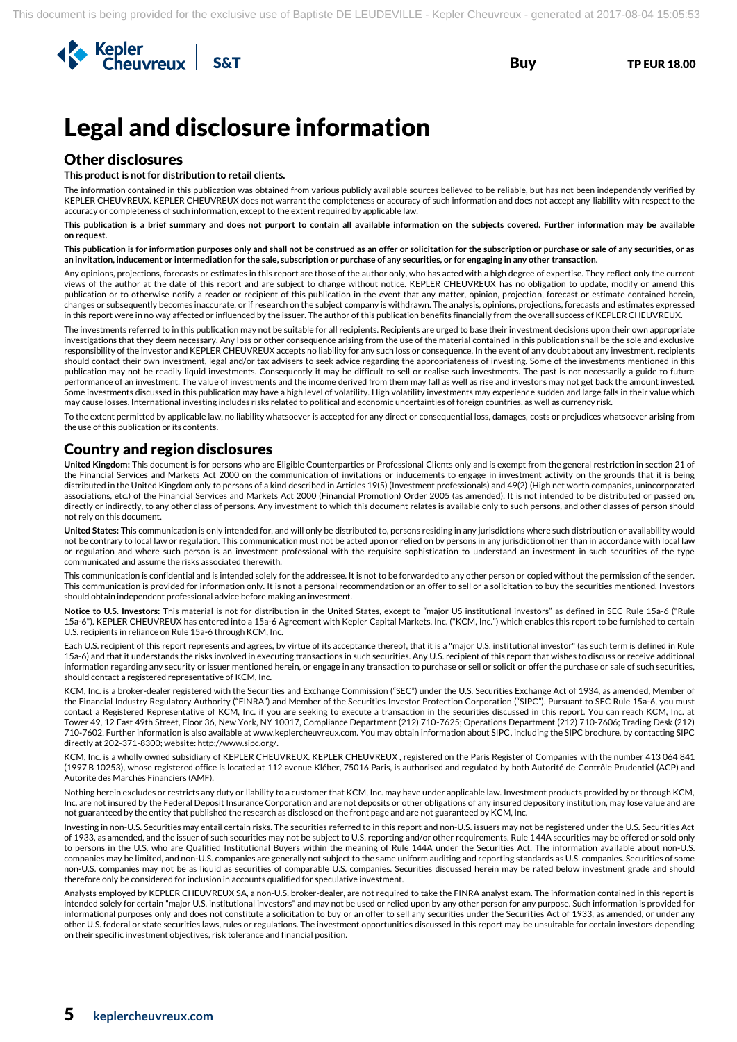# Legal and disclosure information

## Other disclosures

**This product is not for distribution to retail clients.**

The information contained in this publication was obtained from various publicly available sources believed to be reliable, but has not been independently verified by KEPLER CHEUVREUX. KEPLER CHEUVREUX does not warrant the completeness or accuracy of such information and does not accept any liability with respect to the accuracy or completeness of such information, except to the extent required by applicable law.

**This publication is a brief summary and does not purport to contain all available information on the subjects covered. Further information may be available on request.**

**This publication is for information purposes only and shall not be construed as an offer or solicitation for the subscription or purchase or sale of any securities, or as an invitation, inducement or intermediation for the sale, subscription or purchase of any securities, or for engaging in any other transaction.**

Any opinions, projections, forecasts or estimates in this report are those of the author only, who has acted with a high degree of expertise. They reflect only the current views of the author at the date of this report and are subject to change without notice. KEPLER CHEUVREUX has no obligation to update, modify or amend this publication or to otherwise notify a reader or recipient of this publication in the event that any matter, opinion, projection, forecast or estimate contained herein, changes or subsequently becomes inaccurate, or if research on the subject company is withdrawn. The analysis, opinions, projections, forecasts and estimates expressed in this report were in no way affected or influenced by the issuer. The author of this publication benefits financially from the overall success of KEPLER CHEUVREUX.

The investments referred to in this publication may not be suitable for all recipients. Recipients are urged to base their investment decisions upon their own appropriate investigations that they deem necessary. Any loss or other consequence arising from the use of the material contained in this publication shall be the sole and exclusive responsibility of the investor and KEPLER CHEUVREUX accepts no liability for any such loss or consequence. In the event of any doubt about any investment, recipients should contact their own investment, legal and/or tax advisers to seek advice regarding the appropriateness of investing. Some of the investments mentioned in this publication may not be readily liquid investments. Consequently it may be difficult to sell or realise such investments. The past is not necessarily a guide to future performance of an investment. The value of investments and the income derived from them may fall as well as rise and investors may not get back the amount invested. Some investments discussed in this publication may have a high level of volatility. High volatility investments may experience sudden and large falls in their value which may cause losses. International investing includes risks related to political and economic uncertainties of foreign countries, as well as currency risk.

To the extent permitted by applicable law, no liability whatsoever is accepted for any direct or consequential loss, damages, costs or prejudices whatsoever arising from the use of this publication or its contents.

## Country and region disclosures

**United Kingdom:** This document is for persons who are Eligible Counterparties or Professional Clients only and is exempt from the general restriction in section 21 of the Financial Services and Markets Act 2000 on the communication of invitations or inducements to engage in investment activity on the grounds that it is being distributed in the United Kingdom only to persons of a kind described in Articles 19(5) (Investment professionals) and 49(2) (High net worth companies, unincorporated associations, etc.) of the Financial Services and Markets Act 2000 (Financial Promotion) Order 2005 (as amended). It is not intended to be distributed or passed on, directly or indirectly, to any other class of persons. Any investment to which this document relates is available only to such persons, and other classes of person should not rely on this document.

**United States:** This communication is only intended for, and will only be distributed to, persons residing in any jurisdictions where such distribution or availability would not be contrary to local law or regulation. This communication must not be acted upon or relied on by persons in any jurisdiction other than in accordance with local law or regulation and where such person is an investment professional with the requisite sophistication to understand an investment in such securities of the type communicated and assume the risks associated therewith.

This communication is confidential and is intended solely for the addressee. It is not to be forwarded to any other person or copied without the permission of the sender. This communication is provided for information only. It is not a personal recommendation or an offer to sell or a solicitation to buy the securities mentioned. Investors should obtain independent professional advice before making an investment.

**Notice to U.S. Investors:** This material is not for distribution in the United States, except to "major US institutional investors" as defined in SEC Rule 15a-6 ("Rule 15a-6"). KEPLER CHEUVREUX has entered into a 15a-6 Agreement with Kepler Capital Markets, Inc. ("KCM, Inc.") which enables this report to be furnished to certain U.S. recipients in reliance on Rule 15a-6 through KCM, Inc.

Each U.S. recipient of this report represents and agrees, by virtue of its acceptance thereof, that it is a "major U.S. institutional investor" (as such term is defined in Rule 15a-6) and that it understands the risks involved in executing transactions in such securities. Any U.S. recipient of this report that wishes to discuss or receive additional information regarding any security or issuer mentioned herein, or engage in any transaction to purchase or sell or solicit or offer the purchase or sale of such securities, should contact a registered representative of KCM, Inc.

KCM, Inc. is a broker-dealer registered with the Securities and Exchange Commission ("SEC") under the U.S. Securities Exchange Act of 1934, as amended, Member of the Financial Industry Regulatory Authority ("FINRA") and Member of the Securities Investor Protection Corporation ("SIPC"). Pursuant to SEC Rule 15a-6, you must contact a Registered Representative of KCM, Inc. if you are seeking to execute a transaction in the securities discussed in this report. You can reach KCM, Inc. at Tower 49, 12 East 49th Street, Floor 36, New York, NY 10017, Compliance Department (212) 710-7625; Operations Department (212) 710-7606; Trading Desk (212) 710-7602. Further information is also available at www.keplercheuvreux.com. You may obtain information about SIPC, including the SIPC brochure, by contacting SIPC directly at 202-371-8300; website: http://www.sipc.org/.

KCM, Inc. is a wholly owned subsidiary of KEPLER CHEUVREUX. KEPLER CHEUVREUX , registered on the Paris Register of Companies with the number 413 064 841 (1997 B 10253), whose registered office is located at 112 avenue Kléber, 75016 Paris, is authorised and regulated by both Autorité de Contrôle Prudentiel (ACP) and Autorité des Marchés Financiers (AMF).

Nothing herein excludes or restricts any duty or liability to a customer that KCM, Inc. may have under applicable law. Investment products provided by or through KCM, Inc. are not insured by the Federal Deposit Insurance Corporation and are not deposits or other obligations of any insured depository institution, may lose value and are not guaranteed by the entity that published the research as disclosed on the front page and are not guaranteed by KCM, Inc.

Investing in non-U.S. Securities may entail certain risks. The securities referred to in this report and non-U.S. issuers may not be registered under the U.S. Securities Act of 1933, as amended, and the issuer of such securities may not be subject to U.S. reporting and/or other requirements. Rule 144A securities may be offered or sold only to persons in the U.S. who are Qualified Institutional Buyers within the meaning of Rule 144A under the Securities Act. The information available about non-U.S. companies may be limited, and non-U.S. companies are generally not subject to the same uniform auditing and reporting standards as U.S. companies. Securities of some non-U.S. companies may not be as liquid as securities of comparable U.S. companies. Securities discussed herein may be rated below investment grade and should therefore only be considered for inclusion in accounts qualified for speculative investment.

Analysts employed by KEPLER CHEUVREUX SA, a non-U.S. broker-dealer, are not required to take the FINRA analyst exam. The information contained in this report is intended solely for certain "major U.S. institutional investors" and may not be used or relied upon by any other person for any purpose. Such information is provided for informational purposes only and does not constitute a solicitation to buy or an offer to sell any securities under the Securities Act of 1933, as amended, or under any other U.S. federal or state securities laws, rules or regulations. The investment opportunities discussed in this report may be unsuitable for certain investors depending on their specific investment objectives, risk tolerance and financial position.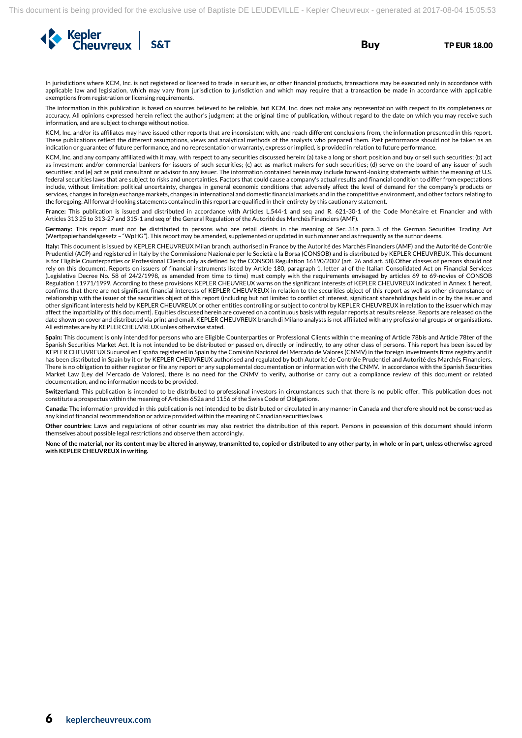In jurisdictions where KCM, Inc. is not registered or licensed to trade in securities, or other financial products, transactions may be executed only in accordance with applicable law and legislation, which may vary from jurisdiction to jurisdiction and which may require that a transaction be made in accordance with applicable exemptions from registration or licensing requirements.

The information in this publication is based on sources believed to be reliable, but KCM, Inc. does not make any representation with respect to its completeness or accuracy. All opinions expressed herein reflect the author's judgment at the original time of publication, without regard to the date on which you may receive such information, and are subject to change without notice.

KCM, Inc. and/or its affiliates may have issued other reports that are inconsistent with, and reach different conclusions from, the information presented in this report. These publications reflect the different assumptions, views and analytical methods of the analysts who prepared them. Past performance should not be taken as an indication or guarantee of future performance, and no representation or warranty, express or implied, is provided in relation to future performance.

KCM, Inc. and any company affiliated with it may, with respect to any securities discussed herein: (a) take a long or short position and buy or sell such securities; (b) act as investment and/or commercial bankers for issuers of such securities; (c) act as market makers for such securities; (d) serve on the board of any issuer of such securities; and (e) act as paid consultant or advisor to any issuer. The information contained herein may include forward-looking statements within the meaning of U.S. federal securities laws that are subject to risks and uncertainties. Factors that could cause a company's actual results and financial condition to differ from expectations include, without limitation: political uncertainty, changes in general economic conditions that adversely affect the level of demand for the company's products or services, changes in foreign exchange markets, changes in international and domestic financial markets and in the competitive environment, and other factors relating to the foregoing. All forward-looking statements contained in this report are qualified in their entirety by this cautionary statement.

**France:** This publication is issued and distributed in accordance with Articles L.544-1 and seq and R. 621-30-1 of the Code Monétaire et Financier and with Articles 313 25 to 313-27 and 315-1 and seq of the General Regulation of the Autorité des Marchés Financiers (AMF).

**Germany:** This report must not be distributed to persons who are retail clients in the meaning of Sec. 31a para. 3 of the German Securities Trading Act (Wertpapierhandelsgesetz – "WpHG"). This report may be amended, supplemented or updated in such manner and as frequently as the author deems.

**Italy:** This document is issued by KEPLER CHEUVREUX Milan branch, authorised in France by the Autorité des Marchés Financiers (AMF) and the Autorité de Contrôle Prudentiel (ACP) and registered in Italy by the Commissione Nazionale per le Società e la Borsa (CONSOB) and is distributed by KEPLER CHEUVREUX. This document is for Eligible Counterparties or Professional Clients only as defined by the CONSOB Regulation 16190/2007 (art. 26 and art. 58).Other classes of persons should not rely on this document. Reports on issuers of financial instruments listed by Article 180, paragraph 1, letter a) of the Italian Consolidated Act on Financial Services (Legislative Decree No. 58 of 24/2/1998, as amended from time to time) must comply with the requirements envisaged by articles 69 to 69-novies of CONSOB Regulation 11971/1999. According to these provisions KEPLER CHEUVREUX warns on the significant interests of KEPLER CHEUVREUX indicated in Annex 1 hereof, confirms that there are not significant financial interests of KEPLER CHEUVREUX in relation to the securities object of this report as well as other circumstance or relationship with the issuer of the securities object of this report (including but not limited to conflict of interest, significant shareholdings held in or by the issuer and other significant interests held by KEPLER CHEUVREUX or other entities controlling or subject to control by KEPLER CHEUVREUX in relation to the issuer which may affect the impartiality of this document]. Equities discussed herein are covered on a continuous basis with regular reports at results release. Reports are released on the date shown on cover and distributed via print and email. KEPLER CHEUVREUX branch di Milano analysts is not affiliated with any professional groups or organisations. All estimates are by KEPLER CHEUVREUX unless otherwise stated.

**Spain:** This document is only intended for persons who are Eligible Counterparties or Professional Clients within the meaning of Article 78bis and Article 78ter of the Spanish Securities Market Act. It is not intended to be distributed or passed on, directly or indirectly, to any other class of persons. This report has been issued by KEPLER CHEUVREUX Sucursal en España registered in Spain by the Comisión Nacional del Mercado de Valores (CNMV) in the foreign investments firms registry and it has been distributed in Spain by it or by KEPLER CHEUVREUX authorised and regulated by both Autorité de Contrôle Prudentiel and Autorité des Marchés Financiers. There is no obligation to either register or file any report or any supplemental documentation or information with the CNMV. In accordance with the Spanish Securities Market Law (Ley del Mercado de Valores), there is no need for the CNMV to verify, authorise or carry out a compliance review of this document or related documentation, and no information needs to be provided.

**Switzerland:** This publication is intended to be distributed to professional investors in circumstances such that there is no public offer. This publication does not constitute a prospectus within the meaning of Articles 652a and 1156 of the Swiss Code of Obligations.

**Canada:** The information provided in this publication is not intended to be distributed or circulated in any manner in Canada and therefore should not be construed as any kind of financial recommendation or advice provided within the meaning of Canadian securities laws.

**Other countries:** Laws and regulations of other countries may also restrict the distribution of this report. Persons in possession of this document should inform themselves about possible legal restrictions and observe them accordingly.

**None of the material, nor its content may be altered in anyway, transmitted to, copied or distributed to any other party, in whole or in part, unless otherwise agreed with KEPLER CHEUVREUX in writing.**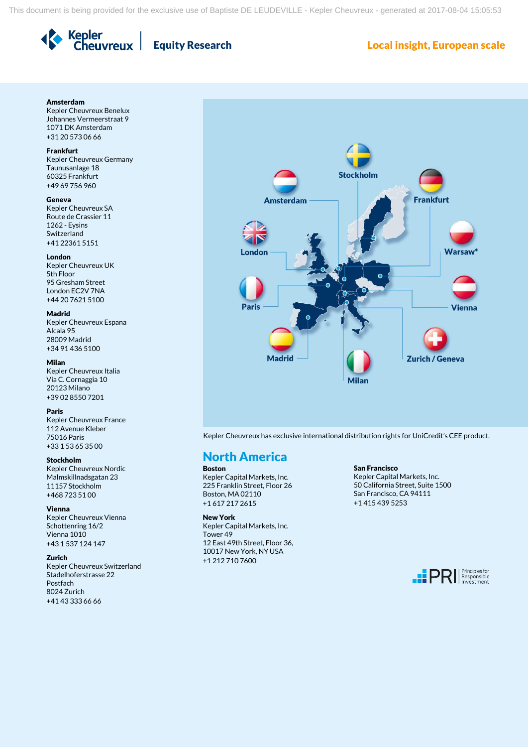Kepler Cheuvreux | Equity Research

Local insight, European scale

**Amsterdam**
Kepler Cheuvreux Benelux
Johannes Vermeerstraat 9
1071 DK Amsterdam
+31 20 573 06 66

**Frankfurt**
Kepler Cheuvreux Germany
Taunusanlage 18
60325 Frankfurt
+49 69 756 960

**Geneva**
Kepler Cheuvreux SA
Route de Crassier 11
1262 - Eysins
Switzerland
+41 22361 5151

**London**
Kepler Cheuvreux UK
5th Floor
95 Gresham Street
London EC2V 7NA
+44 20 7621 5100

**Madrid**
Kepler Cheuvreux Espana
Alcala 95
28009 Madrid
+34 91 436 5100

**Milan**
Kepler Cheuvreux Italia
Via C. Cornaggia 10
20123 Milano
+39 02 8550 7201

**Paris**
Kepler Cheuvreux France
112 Avenue Kleber
75016 Paris
+33 1 53 65 35 00

**Stockholm**
Kepler Cheuvreux Nordic
Malmskillnadsgatan 23
11157 Stockholm
+468 723 51 00

**Vienna**
Kepler Cheuvreux Vienna
Schottenring 16/2
Vienna 1010
+43 1 537 124 147

**Zurich**
Kepler Cheuvreux Switzerland
Stadelhoferstrasse 22
Postfach
8024 Zurich
+41 43 333 66 66

Stockholm
Amsterdam
Frankfurt
London
Warsaw*
Paris
Vienna
Madrid
Zurich / Geneva
Milan

Kepler Cheuvreux has exclusive international distribution rights for UniCredit's CEE product.

## North America

**Boston**
Kepler Capital Markets, Inc.
225 Franklin Street, Floor 26
Boston, MA 02110
+1 617 217 2615

**New York**
Kepler Capital Markets, Inc.
Tower 49
12 East 49th Street, Floor 36,
10017 New York, NY USA
+1 212 710 7600

**San Francisco**
Kepler Capital Markets, Inc.
50 California Street, Suite 1500
San Francisco, CA 94111
+1 415 439 5253

PRI | Principles for Responsible Investment